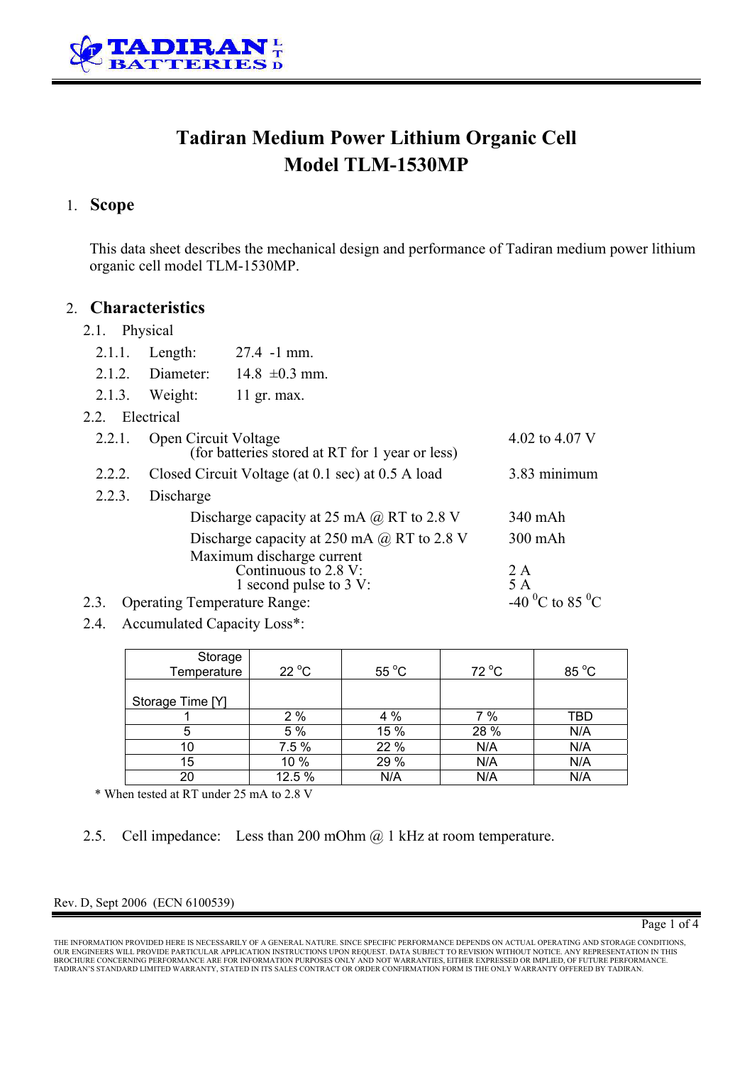TADIRAN BATTERIES LTD

# Tadiran Medium Power Lithium Organic Cell
# Model TLM-1530MP

## 1. Scope

This data sheet describes the mechanical design and performance of Tadiran medium power lithium organic cell model TLM-1530MP.

## 2. Characteristics

2.1. Physical

2.1.1. Length: 27.4 -1 mm.

2.1.2. Diameter: 14.8 ±0.3 mm.

2.1.3. Weight: 11 gr. max.

2.2. Electrical

2.2.1. Open Circuit Voltage (for batteries stored at RT for 1 year or less) — 4.02 to 4.07 V

2.2.2. Closed Circuit Voltage (at 0.1 sec) at 0.5 A load — 3.83 minimum

2.2.3. Discharge

- Discharge capacity at 25 mA @ RT to 2.8 V — 340 mAh
- Discharge capacity at 250 mA @ RT to 2.8 V — 300 mAh
- Maximum discharge current
  - Continuous to 2.8 V: — 2 A
  - 1 second pulse to 3 V: — 5 A

2.3. Operating Temperature Range: $-40\ ^0C$ to $85\ ^0C$

2.4. Accumulated Capacity Loss*:

| Storage Temperature / Storage Time [Y] | 22 °C | 55 °C | 72 °C | 85 °C |
|---|---|---|---|---|
| 1 | 2 % | 4 % | 7 % | TBD |
| 5 | 5 % | 15 % | 28 % | N/A |
| 10 | 7.5 % | 22 % | N/A | N/A |
| 15 | 10 % | 29 % | N/A | N/A |
| 20 | 12.5 % | N/A | N/A | N/A |

\* When tested at RT under 25 mA to 2.8 V

2.5. Cell impedance: Less than 200 mOhm @ 1 kHz at room temperature.

Rev. D, Sept 2006 (ECN 6100539)

THE INFORMATION PROVIDED HERE IS NECESSARILY OF A GENERAL NATURE. SINCE SPECIFIC PERFORMANCE DEPENDS ON ACTUAL OPERATING AND STORAGE CONDITIONS, OUR ENGINEERS WILL PROVIDE PARTICULAR APPLICATION INSTRUCTIONS UPON REQUEST. DATA SUBJECT TO REVISION WITHOUT NOTICE. ANY REPRESENTATION IN THIS BROCHURE CONCERNING PERFORMANCE ARE FOR INFORMATION PURPOSES ONLY AND NOT WARRANTIES, EITHER EXPRESSED OR IMPLIED, OF FUTURE PERFORMANCE. TADIRAN'S STANDARD LIMITED WARRANTY, STATED IN ITS SALES CONTRACT OR ORDER CONFIRMATION FORM IS THE ONLY WARRANTY OFFERED BY TADIRAN.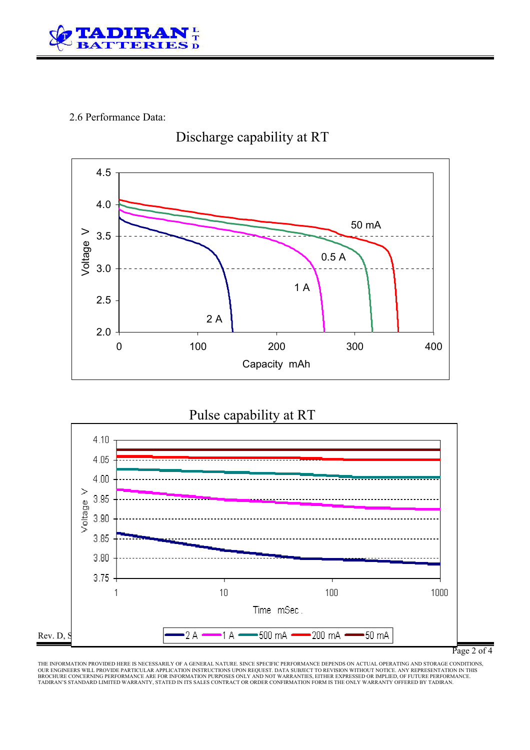2.6 Performance Data:

Discharge capability at RT

Pulse capability at RT

THE INFORMATION PROVIDED HERE IS NECESSARILY OF A GENERAL NATURE. SINCE SPECIFIC PERFORMANCE DEPENDS ON ACTUAL OPERATING AND STORAGE CONDITIONS, OUR ENGINEERS WILL PROVIDE PARTICULAR APPLICATION INSTRUCTIONS UPON REQUEST. DATA SUBJECT TO REVISION WITHOUT NOTICE. ANY REPRESENTATION IN THIS BROCHURE CONCERNING PERFORMANCE ARE FOR INFORMATION PURPOSES ONLY AND NOT WARRANTIES, EITHER EXPRESSED OR IMPLIED, OF FUTURE PERFORMANCE. TADIRAN'S STANDARD LIMITED WARRANTY, STATED IN ITS SALES CONTRACT OR ORDER CONFIRMATION FORM IS THE ONLY WARRANTY OFFERED BY TADIRAN.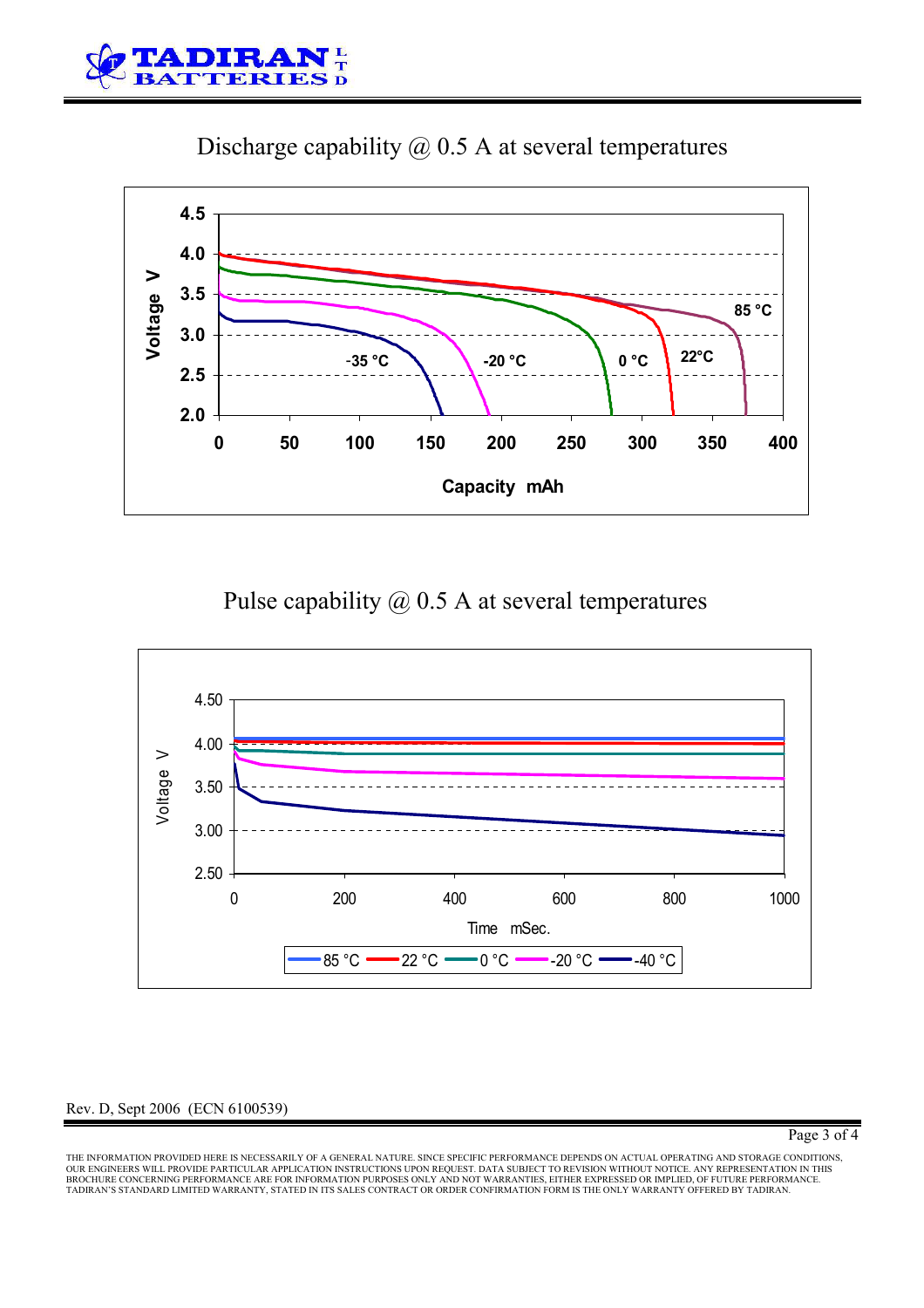## Discharge capability @ 0.5 A at several temperatures

## Pulse capability @ 0.5 A at several temperatures

Rev. D, Sept 2006 (ECN 6100539)

THE INFORMATION PROVIDED HERE IS NECESSARILY OF A GENERAL NATURE. SINCE SPECIFIC PERFORMANCE DEPENDS ON ACTUAL OPERATING AND STORAGE CONDITIONS, OUR ENGINEERS WILL PROVIDE PARTICULAR APPLICATION INSTRUCTIONS UPON REQUEST. DATA SUBJECT TO REVISION WITHOUT NOTICE. ANY REPRESENTATION IN THIS BROCHURE CONCERNING PERFORMANCE ARE FOR INFORMATION PURPOSES ONLY AND NOT WARRANTIES, EITHER EXPRESSED OR IMPLIED, OF FUTURE PERFORMANCE. TADIRAN'S STANDARD LIMITED WARRANTY, STATED IN ITS SALES CONTRACT OR ORDER CONFIRMATION FORM IS THE ONLY WARRANTY OFFERED BY TADIRAN.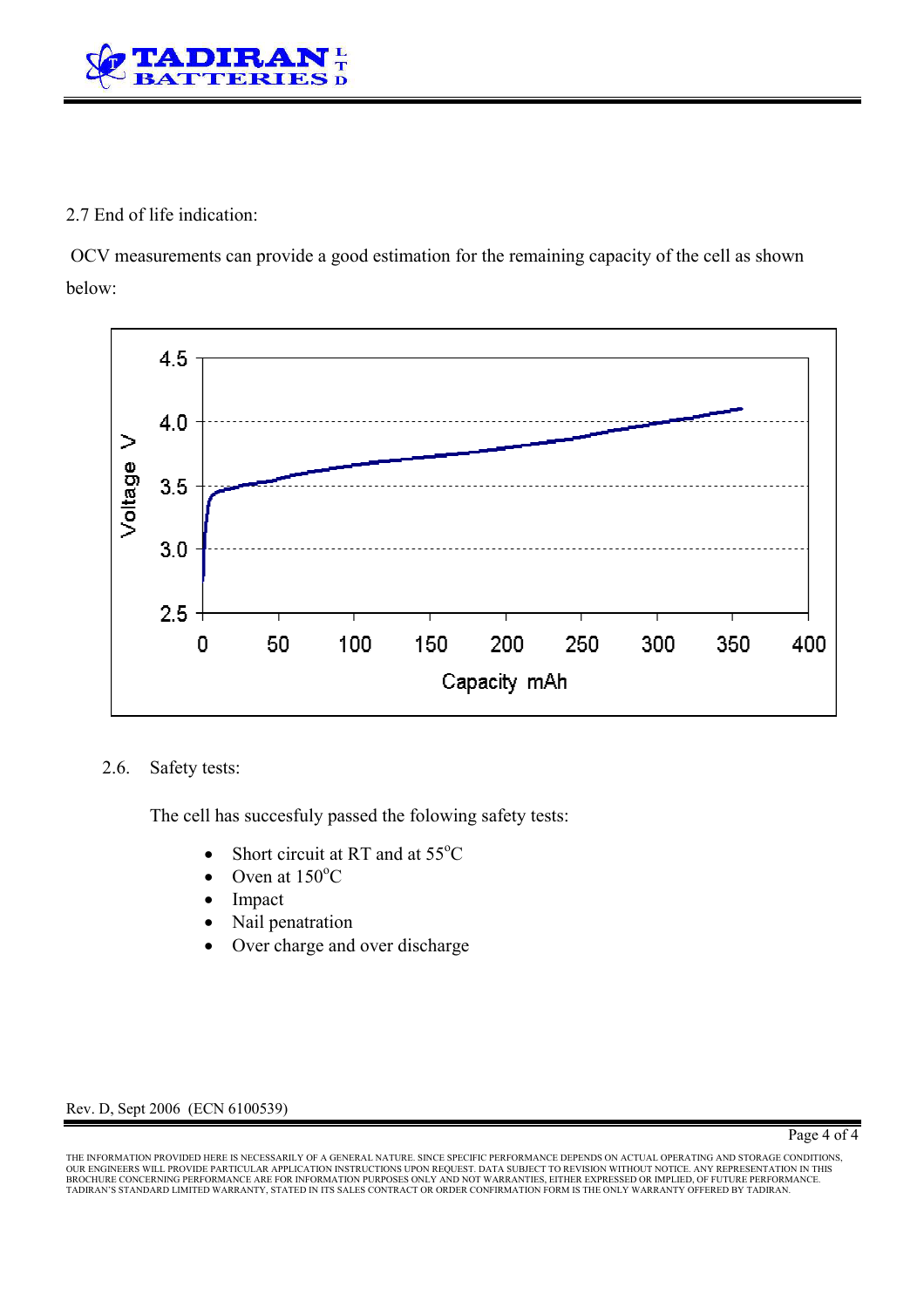2.7 End of life indication:

OCV measurements can provide a good estimation for the remaining capacity of the cell as shown below:

Voltage V

4.5
4.0
3.5
3.0
2.5

0 50 100 150 200 250 300 350 400

Capacity mAh

2.6. Safety tests:

The cell has succesfuly passed the folowing safety tests:

- Short circuit at RT and at 55°C
- Oven at 150°C
- Impact
- Nail penatration
- Over charge and over discharge

Rev. D, Sept 2006 (ECN 6100539)

THE INFORMATION PROVIDED HERE IS NECESSARILY OF A GENERAL NATURE. SINCE SPECIFIC PERFORMANCE DEPENDS ON ACTUAL OPERATING AND STORAGE CONDITIONS, OUR ENGINEERS WILL PROVIDE PARTICULAR APPLICATION INSTRUCTIONS UPON REQUEST. DATA SUBJECT TO REVISION WITHOUT NOTICE. ANY REPRESENTATION IN THIS BROCHURE CONCERNING PERFORMANCE ARE FOR INFORMATION PURPOSES ONLY AND NOT WARRANTIES, EITHER EXPRESSED OR IMPLIED, OF FUTURE PERFORMANCE. TADIRAN'S STANDARD LIMITED WARRANTY, STATED IN ITS SALES CONTRACT OR ORDER CONFIRMATION FORM IS THE ONLY WARRANTY OFFERED BY TADIRAN.